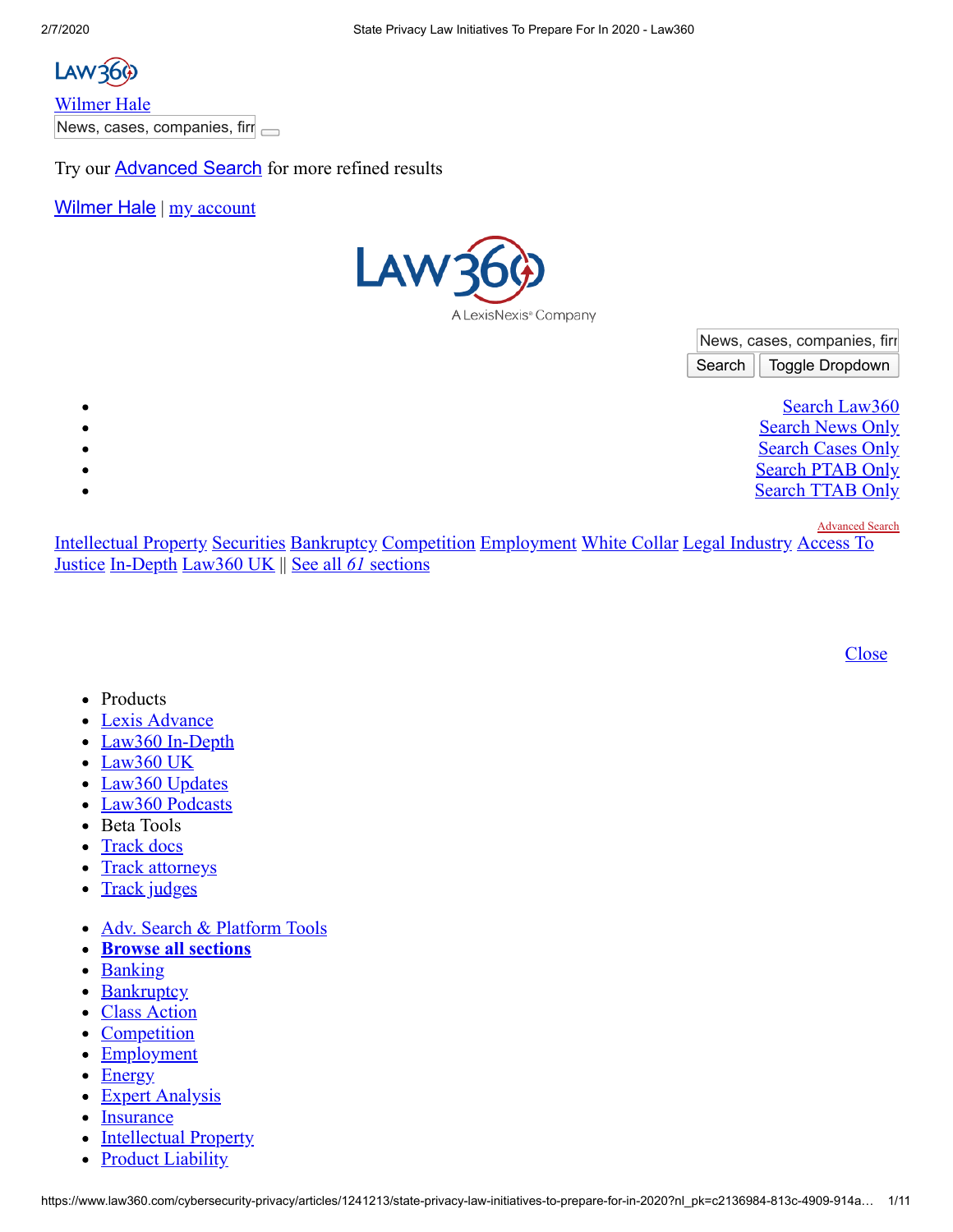Law360

Wilmer Hale

News, cases, companies, firr

Try our Advanced Search for more refined results

Wilmer Hale | my account

Law360

A LexisNexis® Company

News, cases, companies, firr

Search Toggle Dropdown

- Search Law360
- Search News Only
- Search Cases Only
- Search PTAB Only
- Search TTAB Only

Advanced Search

Intellectual Property Securities Bankruptcy Competition Employment White Collar Legal Industry Access To Justice In-Depth Law360 UK || See all *61* sections

Close

- Products
- Lexis Advance
- Law360 In-Depth
- Law360 UK
- Law360 Updates
- Law360 Podcasts
- Beta Tools
- Track docs
- Track attorneys
- Track judges

- Adv. Search & Platform Tools
- **Browse all sections**
- Banking
- Bankruptcy
- Class Action
- Competition
- Employment
- Energy
- Expert Analysis
- Insurance
- Intellectual Property
- Product Liability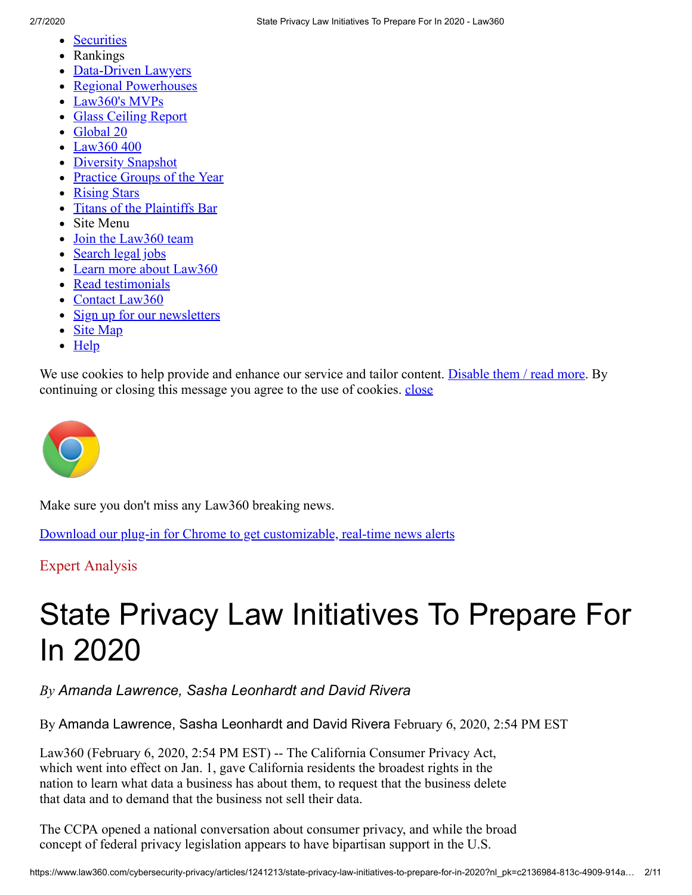- Securities
- Rankings
- Data-Driven Lawyers
- Regional Powerhouses
- Law360's MVPs
- Glass Ceiling Report
- Global 20
- Law360 400
- Diversity Snapshot
- Practice Groups of the Year
- Rising Stars
- Titans of the Plaintiffs Bar
- Site Menu
- Join the Law360 team
- Search legal jobs
- Learn more about Law360
- Read testimonials
- Contact Law360
- Sign up for our newsletters
- Site Map
- Help

We use cookies to help provide and enhance our service and tailor content. Disable them / read more. By continuing or closing this message you agree to the use of cookies. close

Make sure you don't miss any Law360 breaking news.

Download our plug-in for Chrome to get customizable, real-time news alerts

Expert Analysis

# State Privacy Law Initiatives To Prepare For In 2020

*By Amanda Lawrence, Sasha Leonhardt and David Rivera*

By Amanda Lawrence, Sasha Leonhardt and David Rivera February 6, 2020, 2:54 PM EST

Law360 (February 6, 2020, 2:54 PM EST) -- The California Consumer Privacy Act, which went into effect on Jan. 1, gave California residents the broadest rights in the nation to learn what data a business has about them, to request that the business delete that data and to demand that the business not sell their data.

The CCPA opened a national conversation about consumer privacy, and while the broad concept of federal privacy legislation appears to have bipartisan support in the U.S.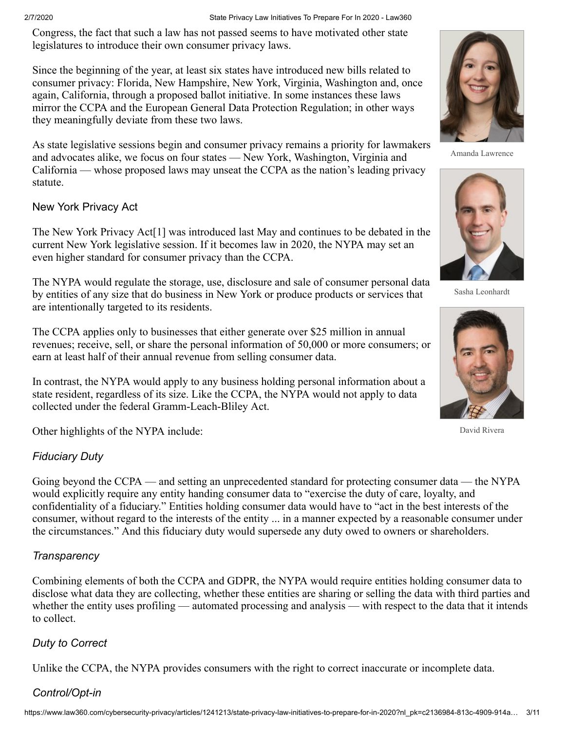Congress, the fact that such a law has not passed seems to have motivated other state legislatures to introduce their own consumer privacy laws.

Since the beginning of the year, at least six states have introduced new bills related to consumer privacy: Florida, New Hampshire, New York, Virginia, Washington and, once again, California, through a proposed ballot initiative. In some instances these laws mirror the CCPA and the European General Data Protection Regulation; in other ways they meaningfully deviate from these two laws.

As state legislative sessions begin and consumer privacy remains a priority for lawmakers and advocates alike, we focus on four states — New York, Washington, Virginia and California — whose proposed laws may unseat the CCPA as the nation's leading privacy statute.

Amanda Lawrence

Sasha Leonhardt

David Rivera

## New York Privacy Act

The New York Privacy Act[1] was introduced last May and continues to be debated in the current New York legislative session. If it becomes law in 2020, the NYPA may set an even higher standard for consumer privacy than the CCPA.

The NYPA would regulate the storage, use, disclosure and sale of consumer personal data by entities of any size that do business in New York or produce products or services that are intentionally targeted to its residents.

The CCPA applies only to businesses that either generate over $25 million in annual revenues; receive, sell, or share the personal information of 50,000 or more consumers; or earn at least half of their annual revenue from selling consumer data.

In contrast, the NYPA would apply to any business holding personal information about a state resident, regardless of its size. Like the CCPA, the NYPA would not apply to data collected under the federal Gramm-Leach-Bliley Act.

Other highlights of the NYPA include:

### *Fiduciary Duty*

Going beyond the CCPA — and setting an unprecedented standard for protecting consumer data — the NYPA would explicitly require any entity handing consumer data to "exercise the duty of care, loyalty, and confidentiality of a fiduciary." Entities holding consumer data would have to "act in the best interests of the consumer, without regard to the interests of the entity ... in a manner expected by a reasonable consumer under the circumstances." And this fiduciary duty would supersede any duty owed to owners or shareholders.

### *Transparency*

Combining elements of both the CCPA and GDPR, the NYPA would require entities holding consumer data to disclose what data they are collecting, whether these entities are sharing or selling the data with third parties and whether the entity uses profiling — automated processing and analysis — with respect to the data that it intends to collect.

### *Duty to Correct*

Unlike the CCPA, the NYPA provides consumers with the right to correct inaccurate or incomplete data.

### *Control/Opt-in*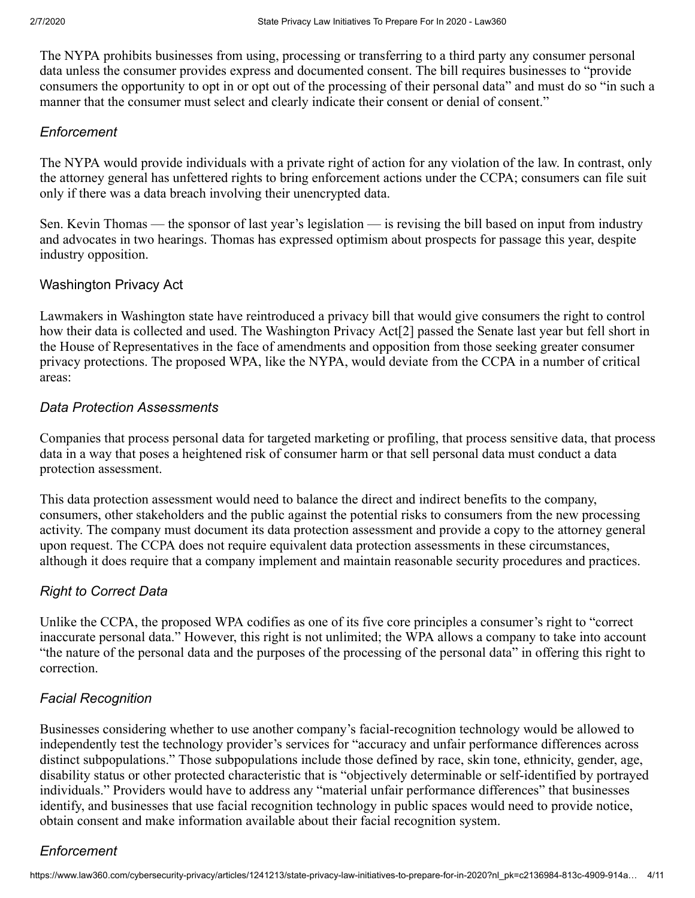The NYPA prohibits businesses from using, processing or transferring to a third party any consumer personal data unless the consumer provides express and documented consent. The bill requires businesses to "provide consumers the opportunity to opt in or opt out of the processing of their personal data" and must do so "in such a manner that the consumer must select and clearly indicate their consent or denial of consent."

### *Enforcement*

The NYPA would provide individuals with a private right of action for any violation of the law. In contrast, only the attorney general has unfettered rights to bring enforcement actions under the CCPA; consumers can file suit only if there was a data breach involving their unencrypted data.

Sen. Kevin Thomas — the sponsor of last year's legislation — is revising the bill based on input from industry and advocates in two hearings. Thomas has expressed optimism about prospects for passage this year, despite industry opposition.

## Washington Privacy Act

Lawmakers in Washington state have reintroduced a privacy bill that would give consumers the right to control how their data is collected and used. The Washington Privacy Act[2] passed the Senate last year but fell short in the House of Representatives in the face of amendments and opposition from those seeking greater consumer privacy protections. The proposed WPA, like the NYPA, would deviate from the CCPA in a number of critical areas:

### *Data Protection Assessments*

Companies that process personal data for targeted marketing or profiling, that process sensitive data, that process data in a way that poses a heightened risk of consumer harm or that sell personal data must conduct a data protection assessment.

This data protection assessment would need to balance the direct and indirect benefits to the company, consumers, other stakeholders and the public against the potential risks to consumers from the new processing activity. The company must document its data protection assessment and provide a copy to the attorney general upon request. The CCPA does not require equivalent data protection assessments in these circumstances, although it does require that a company implement and maintain reasonable security procedures and practices.

### *Right to Correct Data*

Unlike the CCPA, the proposed WPA codifies as one of its five core principles a consumer's right to "correct inaccurate personal data." However, this right is not unlimited; the WPA allows a company to take into account "the nature of the personal data and the purposes of the processing of the personal data" in offering this right to correction.

### *Facial Recognition*

Businesses considering whether to use another company's facial-recognition technology would be allowed to independently test the technology provider's services for "accuracy and unfair performance differences across distinct subpopulations." Those subpopulations include those defined by race, skin tone, ethnicity, gender, age, disability status or other protected characteristic that is "objectively determinable or self-identified by portrayed individuals." Providers would have to address any "material unfair performance differences" that businesses identify, and businesses that use facial recognition technology in public spaces would need to provide notice, obtain consent and make information available about their facial recognition system.

### *Enforcement*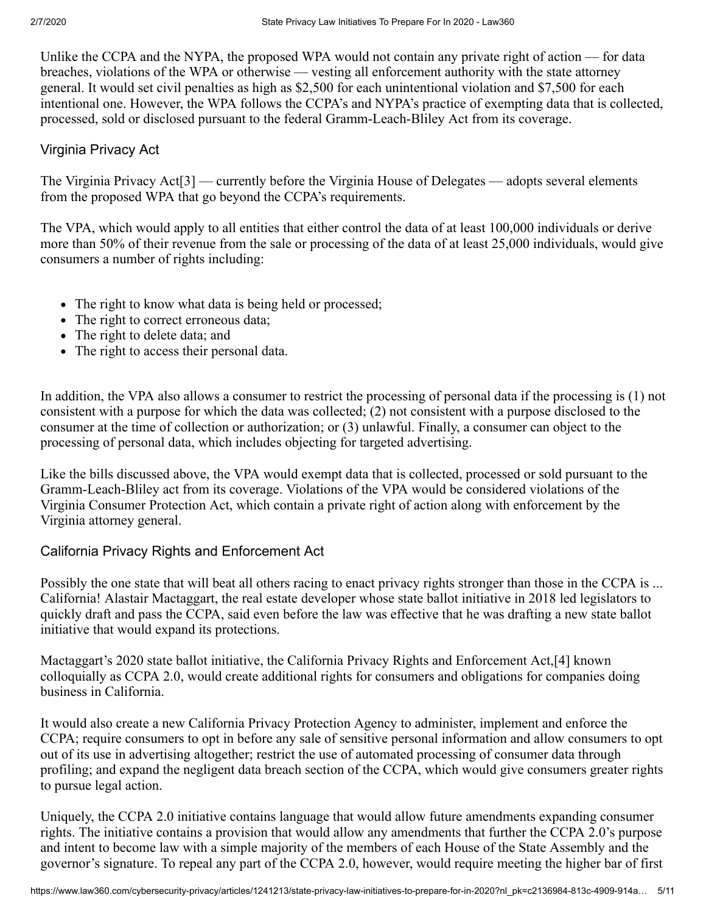Unlike the CCPA and the NYPA, the proposed WPA would not contain any private right of action — for data breaches, violations of the WPA or otherwise — vesting all enforcement authority with the state attorney general. It would set civil penalties as high as $2,500 for each unintentional violation and $7,500 for each intentional one. However, the WPA follows the CCPA's and NYPA's practice of exempting data that is collected, processed, sold or disclosed pursuant to the federal Gramm-Leach-Bliley Act from its coverage.

### Virginia Privacy Act

The Virginia Privacy Act[3] — currently before the Virginia House of Delegates — adopts several elements from the proposed WPA that go beyond the CCPA's requirements.

The VPA, which would apply to all entities that either control the data of at least 100,000 individuals or derive more than 50% of their revenue from the sale or processing of the data of at least 25,000 individuals, would give consumers a number of rights including:

- The right to know what data is being held or processed;
- The right to correct erroneous data;
- The right to delete data; and
- The right to access their personal data.

In addition, the VPA also allows a consumer to restrict the processing of personal data if the processing is (1) not consistent with a purpose for which the data was collected; (2) not consistent with a purpose disclosed to the consumer at the time of collection or authorization; or (3) unlawful. Finally, a consumer can object to the processing of personal data, which includes objecting for targeted advertising.

Like the bills discussed above, the VPA would exempt data that is collected, processed or sold pursuant to the Gramm-Leach-Bliley act from its coverage. Violations of the VPA would be considered violations of the Virginia Consumer Protection Act, which contain a private right of action along with enforcement by the Virginia attorney general.

### California Privacy Rights and Enforcement Act

Possibly the one state that will beat all others racing to enact privacy rights stronger than those in the CCPA is ... California! Alastair Mactaggart, the real estate developer whose state ballot initiative in 2018 led legislators to quickly draft and pass the CCPA, said even before the law was effective that he was drafting a new state ballot initiative that would expand its protections.

Mactaggart's 2020 state ballot initiative, the California Privacy Rights and Enforcement Act,[4] known colloquially as CCPA 2.0, would create additional rights for consumers and obligations for companies doing business in California.

It would also create a new California Privacy Protection Agency to administer, implement and enforce the CCPA; require consumers to opt in before any sale of sensitive personal information and allow consumers to opt out of its use in advertising altogether; restrict the use of automated processing of consumer data through profiling; and expand the negligent data breach section of the CCPA, which would give consumers greater rights to pursue legal action.

Uniquely, the CCPA 2.0 initiative contains language that would allow future amendments expanding consumer rights. The initiative contains a provision that would allow any amendments that further the CCPA 2.0's purpose and intent to become law with a simple majority of the members of each House of the State Assembly and the governor's signature. To repeal any part of the CCPA 2.0, however, would require meeting the higher bar of first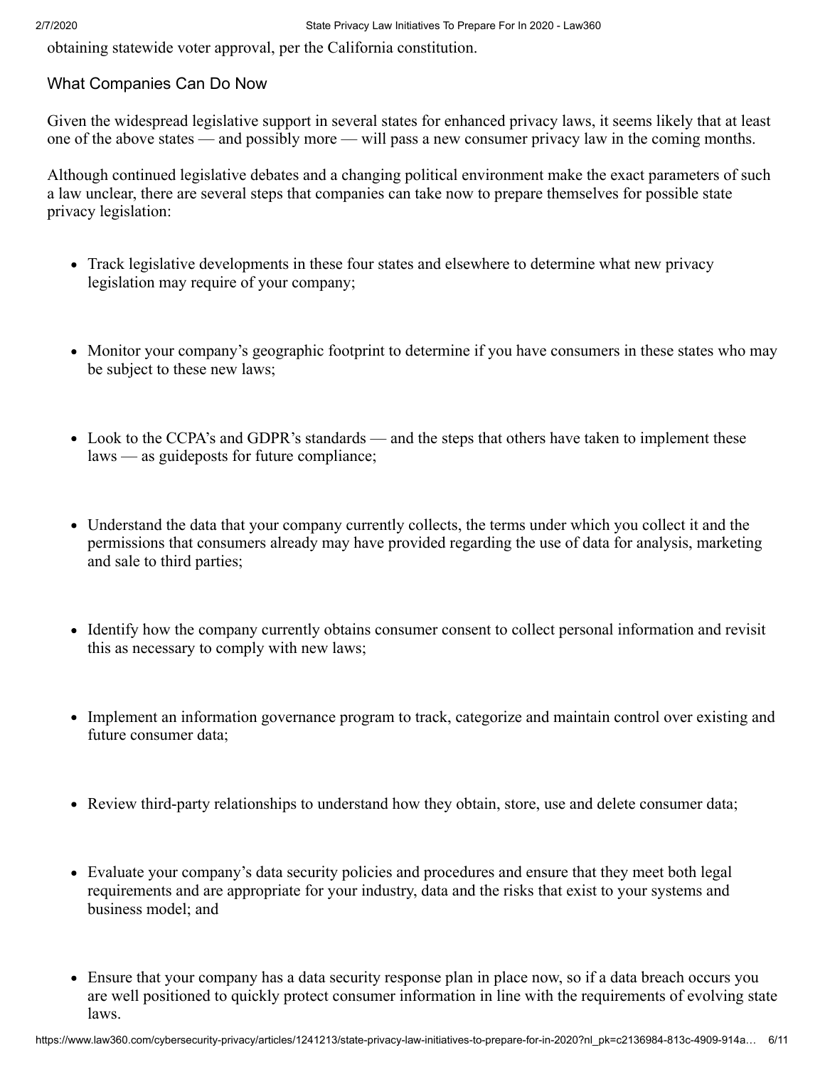obtaining statewide voter approval, per the California constitution.

## What Companies Can Do Now

Given the widespread legislative support in several states for enhanced privacy laws, it seems likely that at least one of the above states — and possibly more — will pass a new consumer privacy law in the coming months.

Although continued legislative debates and a changing political environment make the exact parameters of such a law unclear, there are several steps that companies can take now to prepare themselves for possible state privacy legislation:

- Track legislative developments in these four states and elsewhere to determine what new privacy legislation may require of your company;
- Monitor your company's geographic footprint to determine if you have consumers in these states who may be subject to these new laws;
- Look to the CCPA's and GDPR's standards — and the steps that others have taken to implement these laws — as guideposts for future compliance;
- Understand the data that your company currently collects, the terms under which you collect it and the permissions that consumers already may have provided regarding the use of data for analysis, marketing and sale to third parties;
- Identify how the company currently obtains consumer consent to collect personal information and revisit this as necessary to comply with new laws;
- Implement an information governance program to track, categorize and maintain control over existing and future consumer data;
- Review third-party relationships to understand how they obtain, store, use and delete consumer data;
- Evaluate your company's data security policies and procedures and ensure that they meet both legal requirements and are appropriate for your industry, data and the risks that exist to your systems and business model; and
- Ensure that your company has a data security response plan in place now, so if a data breach occurs you are well positioned to quickly protect consumer information in line with the requirements of evolving state laws.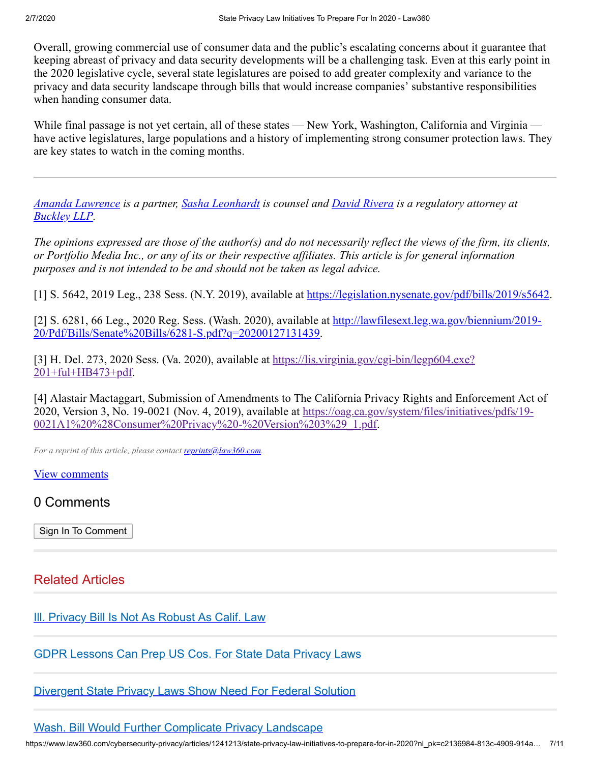Overall, growing commercial use of consumer data and the public's escalating concerns about it guarantee that keeping abreast of privacy and data security developments will be a challenging task. Even at this early point in the 2020 legislative cycle, several state legislatures are poised to add greater complexity and variance to the privacy and data security landscape through bills that would increase companies' substantive responsibilities when handing consumer data.

While final passage is not yet certain, all of these states — New York, Washington, California and Virginia — have active legislatures, large populations and a history of implementing strong consumer protection laws. They are key states to watch in the coming months.

---

*[Amanda Lawrence](#) is a partner, [Sasha Leonhardt](#) is counsel and [David Rivera](#) is a regulatory attorney at [Buckley LLP](#).*

*The opinions expressed are those of the author(s) and do not necessarily reflect the views of the firm, its clients, or Portfolio Media Inc., or any of its or their respective affiliates. This article is for general information purposes and is not intended to be and should not be taken as legal advice.*

[1] S. 5642, 2019 Leg., 238 Sess. (N.Y. 2019), available at https://legislation.nysenate.gov/pdf/bills/2019/s5642.

[2] S. 6281, 66 Leg., 2020 Reg. Sess. (Wash. 2020), available at http://lawfilesext.leg.wa.gov/biennium/2019-20/Pdf/Bills/Senate%20Bills/6281-S.pdf?q=20200127131439.

[3] H. Del. 273, 2020 Sess. (Va. 2020), available at https://lis.virginia.gov/cgi-bin/legp604.exe?201+ful+HB473+pdf.

[4] Alastair Mactaggart, Submission of Amendments to The California Privacy Rights and Enforcement Act of 2020, Version 3, No. 19-0021 (Nov. 4, 2019), available at https://oag.ca.gov/system/files/initiatives/pdfs/19-0021A1%20%28Consumer%20Privacy%20-%20Version%203%29_1.pdf.

*For a reprint of this article, please contact [reprints@law360.com](mailto:reprints@law360.com).*

[View comments](#)

## 0 Comments

Sign In To Comment

## Related Articles

[Ill. Privacy Bill Is Not As Robust As Calif. Law](#)

[GDPR Lessons Can Prep US Cos. For State Data Privacy Laws](#)

[Divergent State Privacy Laws Show Need For Federal Solution](#)

[Wash. Bill Would Further Complicate Privacy Landscape](#)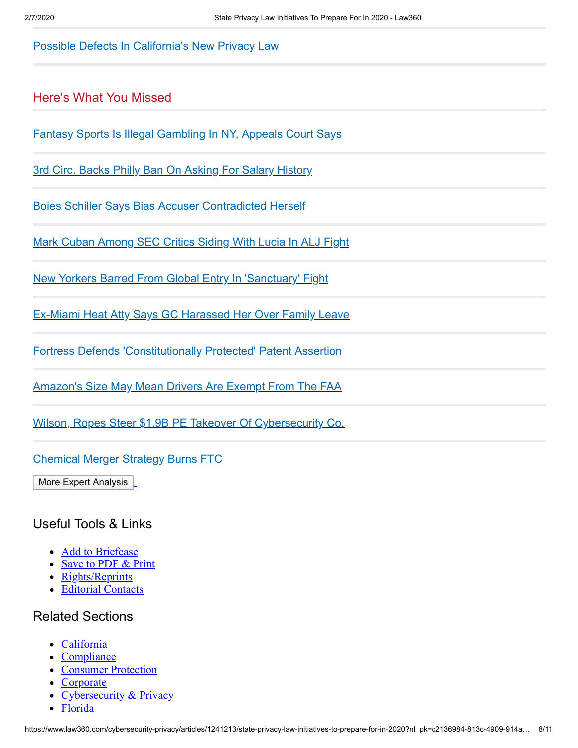[Possible Defects In California's New Privacy Law]

## Here's What You Missed

[Fantasy Sports Is Illegal Gambling In NY, Appeals Court Says]

[3rd Circ. Backs Philly Ban On Asking For Salary History]

[Boies Schiller Says Bias Accuser Contradicted Herself]

[Mark Cuban Among SEC Critics Siding With Lucia In ALJ Fight]

[New Yorkers Barred From Global Entry In 'Sanctuary' Fight]

[Ex-Miami Heat Atty Says GC Harassed Her Over Family Leave]

[Fortress Defends 'Constitutionally Protected' Patent Assertion]

[Amazon's Size May Mean Drivers Are Exempt From The FAA]

[Wilson, Ropes Steer $1.9B PE Takeover Of Cybersecurity Co.]

[Chemical Merger Strategy Burns FTC]

More Expert Analysis

## Useful Tools & Links

- Add to Briefcase
- Save to PDF & Print
- Rights/Reprints
- Editorial Contacts

## Related Sections

- California
- Compliance
- Consumer Protection
- Corporate
- Cybersecurity & Privacy
- Florida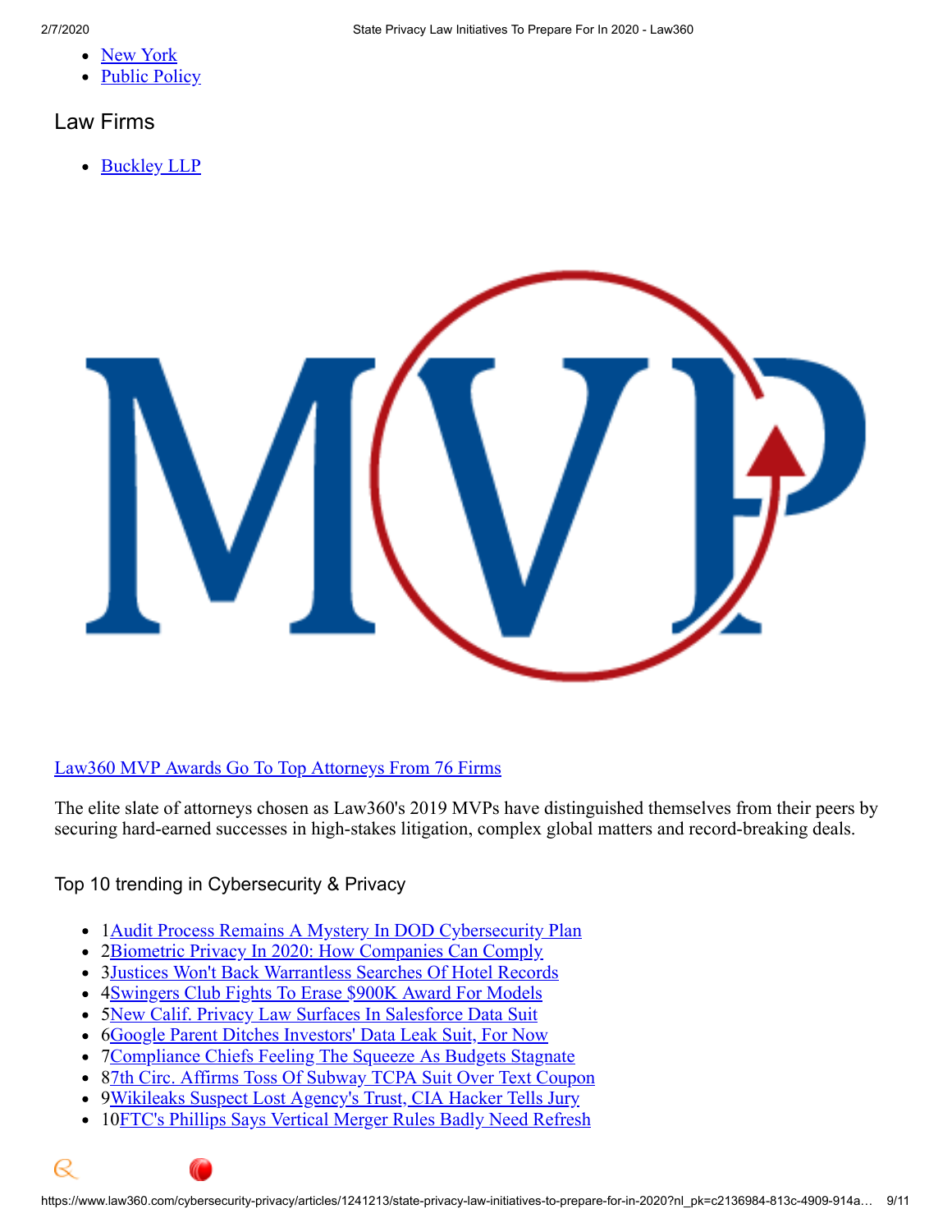- New York
- Public Policy

## Law Firms

- Buckley LLP

Law360 MVP Awards Go To Top Attorneys From 76 Firms

The elite slate of attorneys chosen as Law360's 2019 MVPs have distinguished themselves from their peers by securing hard-earned successes in high-stakes litigation, complex global matters and record-breaking deals.

## Top 10 trending in Cybersecurity & Privacy

- 1Audit Process Remains A Mystery In DOD Cybersecurity Plan
- 2Biometric Privacy In 2020: How Companies Can Comply
- 3Justices Won't Back Warrantless Searches Of Hotel Records
- 4Swingers Club Fights To Erase $900K Award For Models
- 5New Calif. Privacy Law Surfaces In Salesforce Data Suit
- 6Google Parent Ditches Investors' Data Leak Suit, For Now
- 7Compliance Chiefs Feeling The Squeeze As Budgets Stagnate
- 87th Circ. Affirms Toss Of Subway TCPA Suit Over Text Coupon
- 9Wikileaks Suspect Lost Agency's Trust, CIA Hacker Tells Jury
- 10FTC's Phillips Says Vertical Merger Rules Badly Need Refresh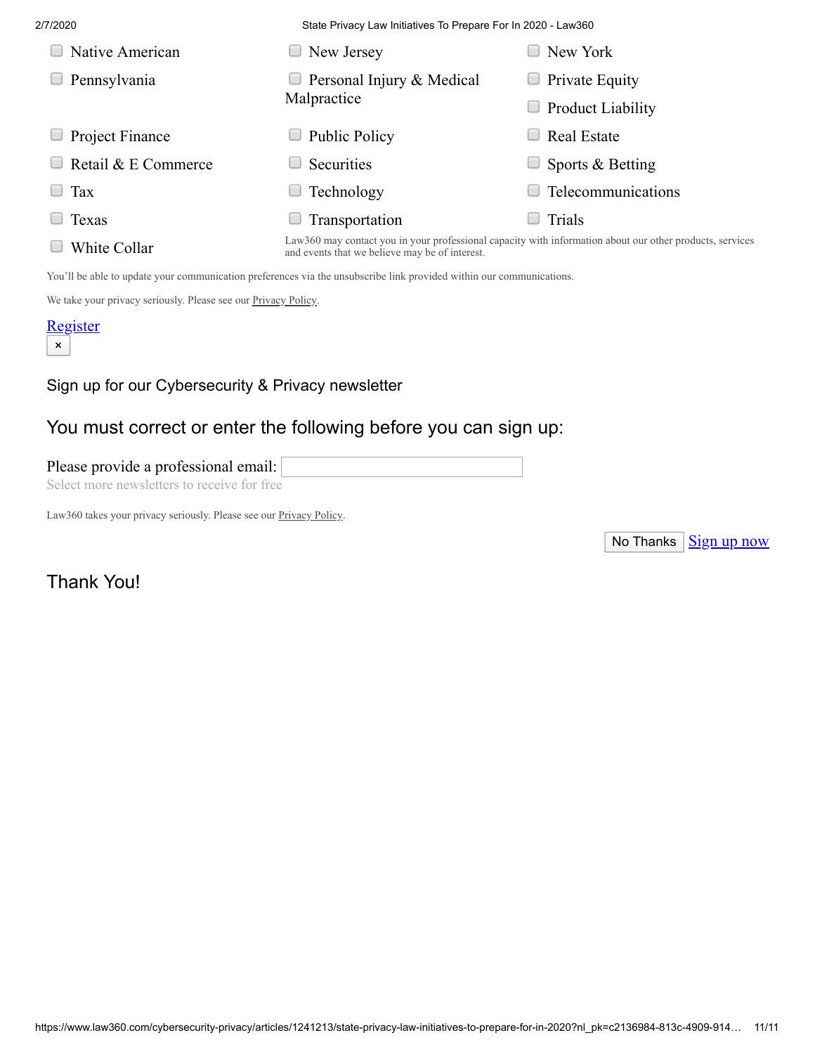- Native American
- New Jersey
- New York
- Pennsylvania
- Personal Injury & Medical Malpractice
- Private Equity
- Product Liability
- Project Finance
- Public Policy
- Real Estate
- Retail & E Commerce
- Securities
- Sports & Betting
- Tax
- Technology
- Telecommunications
- Texas
- Transportation
- Trials
- White Collar

Law360 may contact you in your professional capacity with information about our other products, services and events that we believe may be of interest.

You'll be able to update your communication preferences via the unsubscribe link provided within our communications.

We take your privacy seriously. Please see our Privacy Policy.

Register

×

## Sign up for our Cybersecurity & Privacy newsletter

## You must correct or enter the following before you can sign up:

Please provide a professional email:

Select more newsletters to receive for free

Law360 takes your privacy seriously. Please see our Privacy Policy.

No Thanks Sign up now

## Thank You!